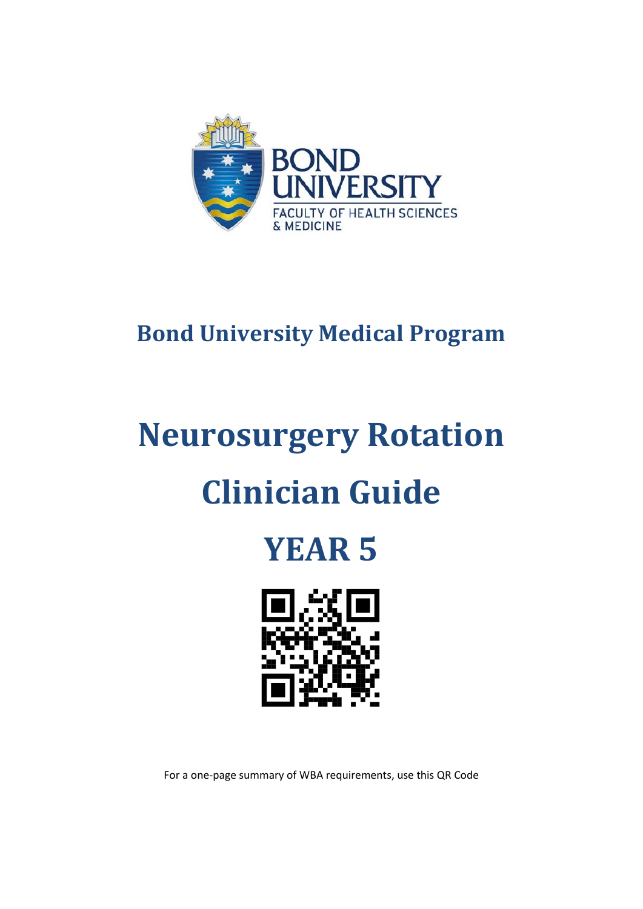BOND UNIVERSITY

FACULTY OF HEALTH SCIENCES & MEDICINE

## Bond University Medical Program

# Neurosurgery Rotation

# Clinician Guide

# YEAR 5

For a one-page summary of WBA requirements, use this QR Code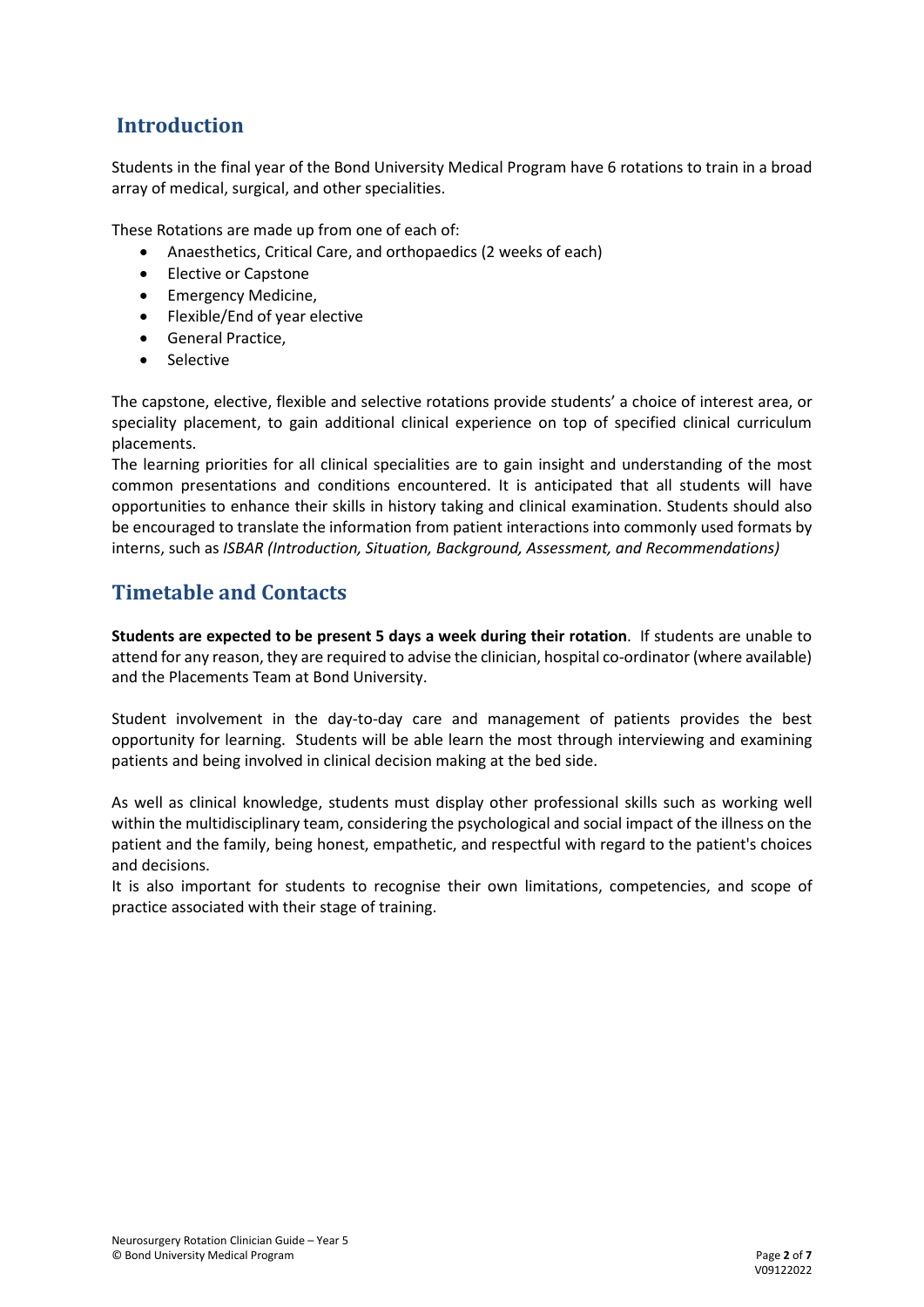## Introduction

Students in the final year of the Bond University Medical Program have 6 rotations to train in a broad array of medical, surgical, and other specialities.

These Rotations are made up from one of each of:

- Anaesthetics, Critical Care, and orthopaedics (2 weeks of each)
- Elective or Capstone
- Emergency Medicine,
- Flexible/End of year elective
- General Practice,
- Selective

The capstone, elective, flexible and selective rotations provide students' a choice of interest area, or speciality placement, to gain additional clinical experience on top of specified clinical curriculum placements.
The learning priorities for all clinical specialities are to gain insight and understanding of the most common presentations and conditions encountered. It is anticipated that all students will have opportunities to enhance their skills in history taking and clinical examination. Students should also be encouraged to translate the information from patient interactions into commonly used formats by interns, such as *ISBAR (Introduction, Situation, Background, Assessment, and Recommendations)*

## Timetable and Contacts

**Students are expected to be present 5 days a week during their rotation**. If students are unable to attend for any reason, they are required to advise the clinician, hospital co-ordinator (where available) and the Placements Team at Bond University.

Student involvement in the day-to-day care and management of patients provides the best opportunity for learning. Students will be able learn the most through interviewing and examining patients and being involved in clinical decision making at the bed side.

As well as clinical knowledge, students must display other professional skills such as working well within the multidisciplinary team, considering the psychological and social impact of the illness on the patient and the family, being honest, empathetic, and respectful with regard to the patient's choices and decisions.
It is also important for students to recognise their own limitations, competencies, and scope of practice associated with their stage of training.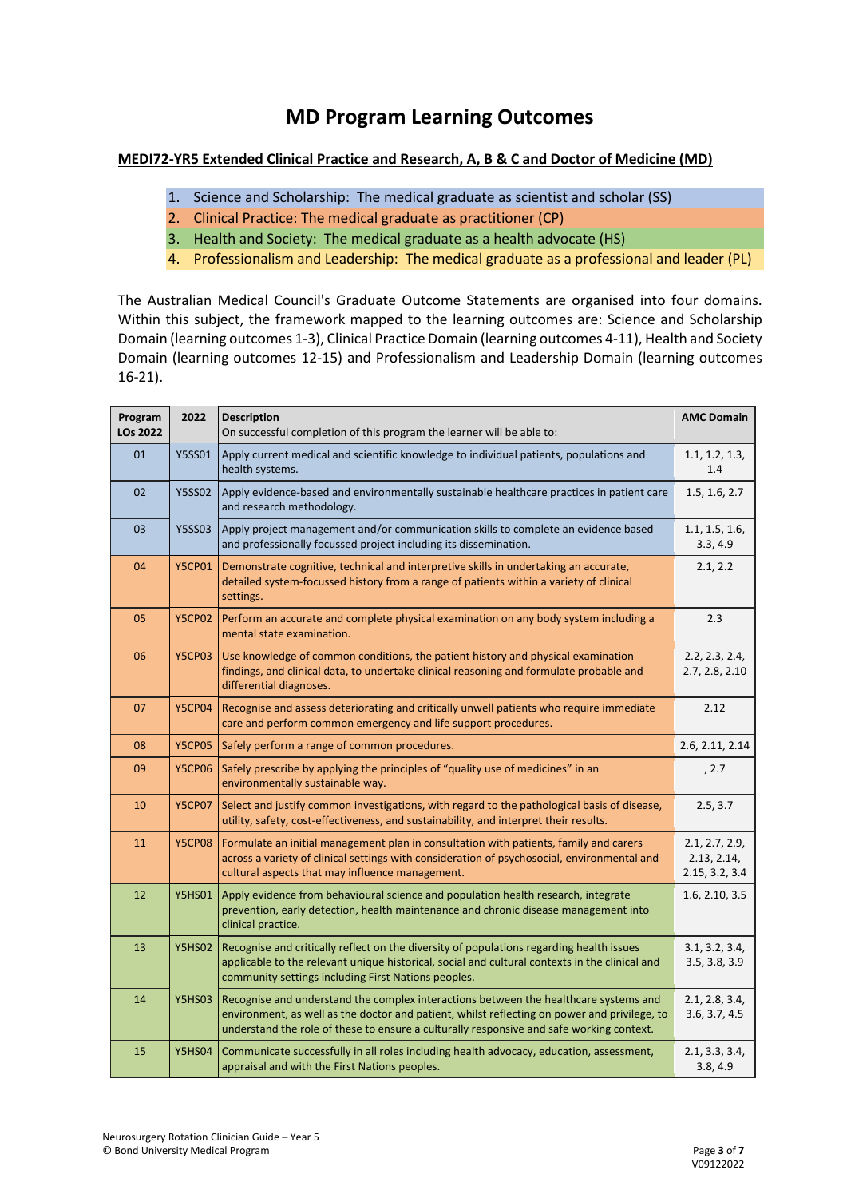# MD Program Learning Outcomes

**MEDI72-YR5 Extended Clinical Practice and Research, A, B & C and Doctor of Medicine (MD)**

1. Science and Scholarship: The medical graduate as scientist and scholar (SS)
2. Clinical Practice: The medical graduate as practitioner (CP)
3. Health and Society: The medical graduate as a health advocate (HS)
4. Professionalism and Leadership: The medical graduate as a professional and leader (PL)

The Australian Medical Council's Graduate Outcome Statements are organised into four domains. Within this subject, the framework mapped to the learning outcomes are: Science and Scholarship Domain (learning outcomes 1-3), Clinical Practice Domain (learning outcomes 4-11), Health and Society Domain (learning outcomes 12-15) and Professionalism and Leadership Domain (learning outcomes 16-21).

| Program LOs 2022 | 2022 | Description<br>On successful completion of this program the learner will be able to: | AMC Domain |
|---|---|---|---|
| 01 | Y5SS01 | Apply current medical and scientific knowledge to individual patients, populations and health systems. | 1.1, 1.2, 1.3, 1.4 |
| 02 | Y5SS02 | Apply evidence-based and environmentally sustainable healthcare practices in patient care and research methodology. | 1.5, 1.6, 2.7 |
| 03 | Y5SS03 | Apply project management and/or communication skills to complete an evidence based and professionally focussed project including its dissemination. | 1.1, 1.5, 1.6, 3.3, 4.9 |
| 04 | Y5CP01 | Demonstrate cognitive, technical and interpretive skills in undertaking an accurate, detailed system-focussed history from a range of patients within a variety of clinical settings. | 2.1, 2.2 |
| 05 | Y5CP02 | Perform an accurate and complete physical examination on any body system including a mental state examination. | 2.3 |
| 06 | Y5CP03 | Use knowledge of common conditions, the patient history and physical examination findings, and clinical data, to undertake clinical reasoning and formulate probable and differential diagnoses. | 2.2, 2.3, 2.4, 2.7, 2.8, 2.10 |
| 07 | Y5CP04 | Recognise and assess deteriorating and critically unwell patients who require immediate care and perform common emergency and life support procedures. | 2.12 |
| 08 | Y5CP05 | Safely perform a range of common procedures. | 2.6, 2.11, 2.14 |
| 09 | Y5CP06 | Safely prescribe by applying the principles of "quality use of medicines" in an environmentally sustainable way. | , 2.7 |
| 10 | Y5CP07 | Select and justify common investigations, with regard to the pathological basis of disease, utility, safety, cost-effectiveness, and sustainability, and interpret their results. | 2.5, 3.7 |
| 11 | Y5CP08 | Formulate an initial management plan in consultation with patients, family and carers across a variety of clinical settings with consideration of psychosocial, environmental and cultural aspects that may influence management. | 2.1, 2.7, 2.9, 2.13, 2.14, 2.15, 3.2, 3.4 |
| 12 | Y5HS01 | Apply evidence from behavioural science and population health research, integrate prevention, early detection, health maintenance and chronic disease management into clinical practice. | 1.6, 2.10, 3.5 |
| 13 | Y5HS02 | Recognise and critically reflect on the diversity of populations regarding health issues applicable to the relevant unique historical, social and cultural contexts in the clinical and community settings including First Nations peoples. | 3.1, 3.2, 3.4, 3.5, 3.8, 3.9 |
| 14 | Y5HS03 | Recognise and understand the complex interactions between the healthcare systems and environment, as well as the doctor and patient, whilst reflecting on power and privilege, to understand the role of these to ensure a culturally responsive and safe working context. | 2.1, 2.8, 3.4, 3.6, 3.7, 4.5 |
| 15 | Y5HS04 | Communicate successfully in all roles including health advocacy, education, assessment, appraisal and with the First Nations peoples. | 2.1, 3.3, 3.4, 3.8, 4.9 |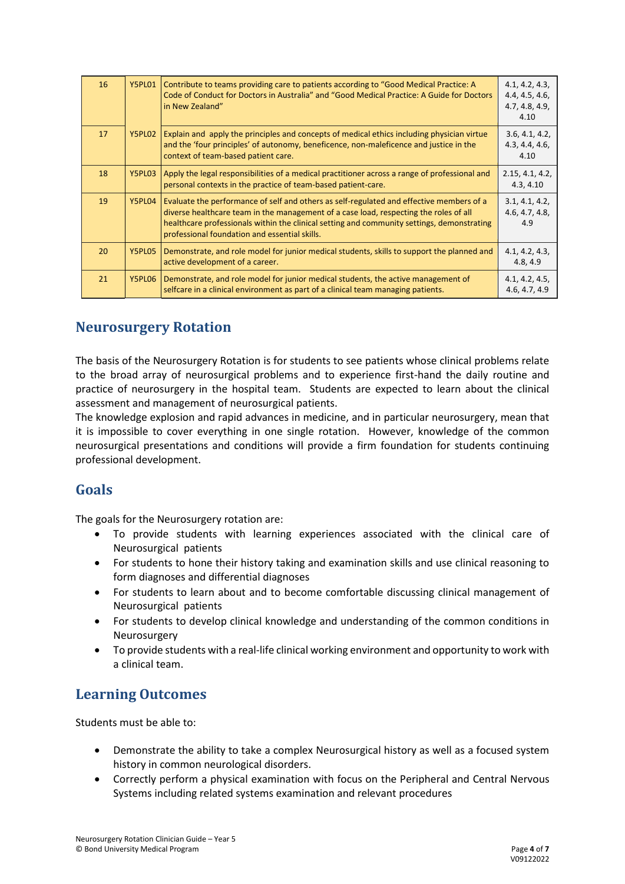| 16 | Y5PL01 | Contribute to teams providing care to patients according to "Good Medical Practice: A Code of Conduct for Doctors in Australia" and "Good Medical Practice: A Guide for Doctors in New Zealand" | 4.1, 4.2, 4.3, 4.4, 4.5, 4.6, 4.7, 4.8, 4.9, 4.10 |
|---|---|---|---|
| 17 | Y5PL02 | Explain and apply the principles and concepts of medical ethics including physician virtue and the 'four principles' of autonomy, beneficence, non-maleficence and justice in the context of team-based patient care. | 3.6, 4.1, 4.2, 4.3, 4.4, 4.6, 4.10 |
| 18 | Y5PL03 | Apply the legal responsibilities of a medical practitioner across a range of professional and personal contexts in the practice of team-based patient-care. | 2.15, 4.1, 4.2, 4.3, 4.10 |
| 19 | Y5PL04 | Evaluate the performance of self and others as self-regulated and effective members of a diverse healthcare team in the management of a case load, respecting the roles of all healthcare professionals within the clinical setting and community settings, demonstrating professional foundation and essential skills. | 3.1, 4.1, 4.2, 4.6, 4.7, 4.8, 4.9 |
| 20 | Y5PL05 | Demonstrate, and role model for junior medical students, skills to support the planned and active development of a career. | 4.1, 4.2, 4.3, 4.8, 4.9 |
| 21 | Y5PL06 | Demonstrate, and role model for junior medical students, the active management of selfcare in a clinical environment as part of a clinical team managing patients. | 4.1, 4.2, 4.5, 4.6, 4.7, 4.9 |

## Neurosurgery Rotation

The basis of the Neurosurgery Rotation is for students to see patients whose clinical problems relate to the broad array of neurosurgical problems and to experience first-hand the daily routine and practice of neurosurgery in the hospital team. Students are expected to learn about the clinical assessment and management of neurosurgical patients.

The knowledge explosion and rapid advances in medicine, and in particular neurosurgery, mean that it is impossible to cover everything in one single rotation. However, knowledge of the common neurosurgical presentations and conditions will provide a firm foundation for students continuing professional development.

## Goals

The goals for the Neurosurgery rotation are:

- To provide students with learning experiences associated with the clinical care of Neurosurgical patients
- For students to hone their history taking and examination skills and use clinical reasoning to form diagnoses and differential diagnoses
- For students to learn about and to become comfortable discussing clinical management of Neurosurgical patients
- For students to develop clinical knowledge and understanding of the common conditions in Neurosurgery
- To provide students with a real-life clinical working environment and opportunity to work with a clinical team.

## Learning Outcomes

Students must be able to:

- Demonstrate the ability to take a complex Neurosurgical history as well as a focused system history in common neurological disorders.
- Correctly perform a physical examination with focus on the Peripheral and Central Nervous Systems including related systems examination and relevant procedures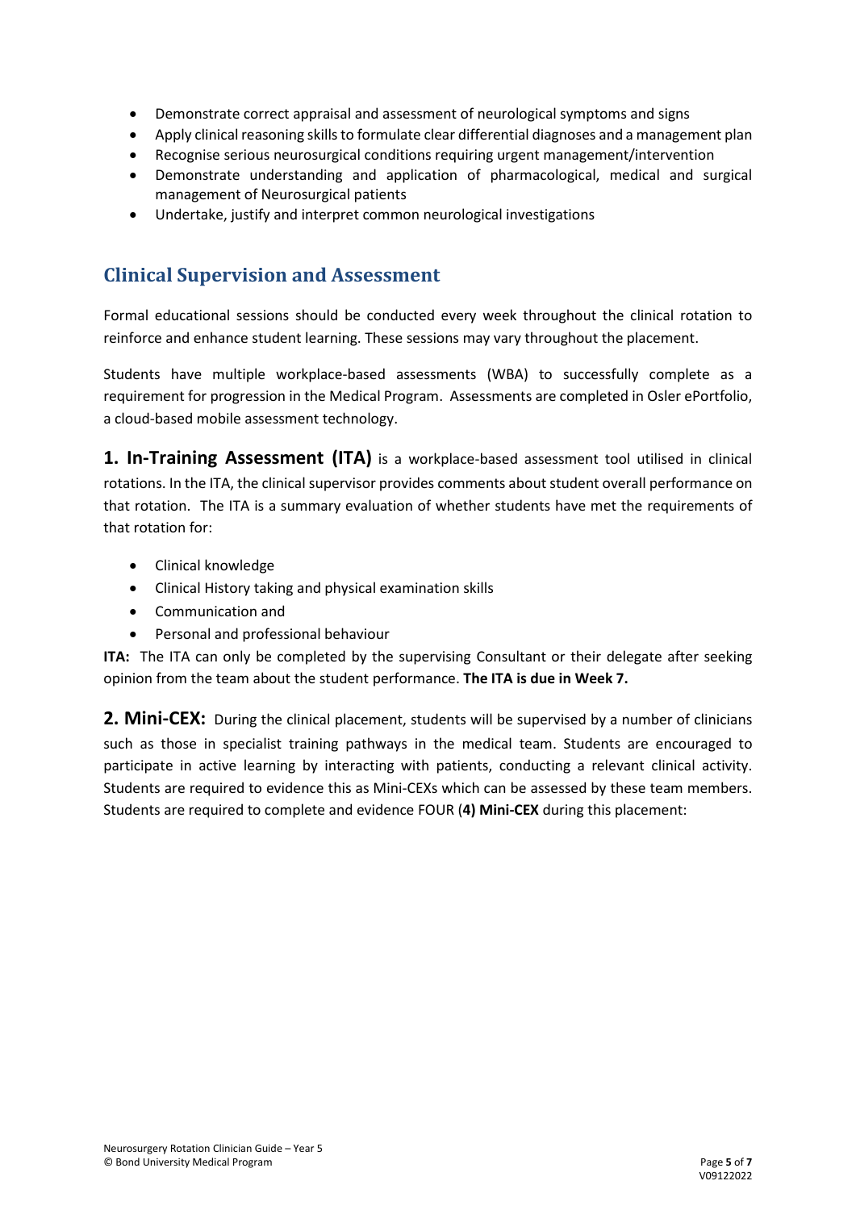- Demonstrate correct appraisal and assessment of neurological symptoms and signs
- Apply clinical reasoning skills to formulate clear differential diagnoses and a management plan
- Recognise serious neurosurgical conditions requiring urgent management/intervention
- Demonstrate understanding and application of pharmacological, medical and surgical management of Neurosurgical patients
- Undertake, justify and interpret common neurological investigations

## Clinical Supervision and Assessment

Formal educational sessions should be conducted every week throughout the clinical rotation to reinforce and enhance student learning. These sessions may vary throughout the placement.

Students have multiple workplace-based assessments (WBA) to successfully complete as a requirement for progression in the Medical Program. Assessments are completed in Osler ePortfolio, a cloud-based mobile assessment technology.

**1. In-Training Assessment (ITA)** is a workplace-based assessment tool utilised in clinical rotations. In the ITA, the clinical supervisor provides comments about student overall performance on that rotation. The ITA is a summary evaluation of whether students have met the requirements of that rotation for:

- Clinical knowledge
- Clinical History taking and physical examination skills
- Communication and
- Personal and professional behaviour

**ITA:** The ITA can only be completed by the supervising Consultant or their delegate after seeking opinion from the team about the student performance. **The ITA is due in Week 7.**

**2. Mini-CEX:** During the clinical placement, students will be supervised by a number of clinicians such as those in specialist training pathways in the medical team. Students are encouraged to participate in active learning by interacting with patients, conducting a relevant clinical activity. Students are required to evidence this as Mini-CEXs which can be assessed by these team members. Students are required to complete and evidence FOUR (**4) Mini-CEX** during this placement: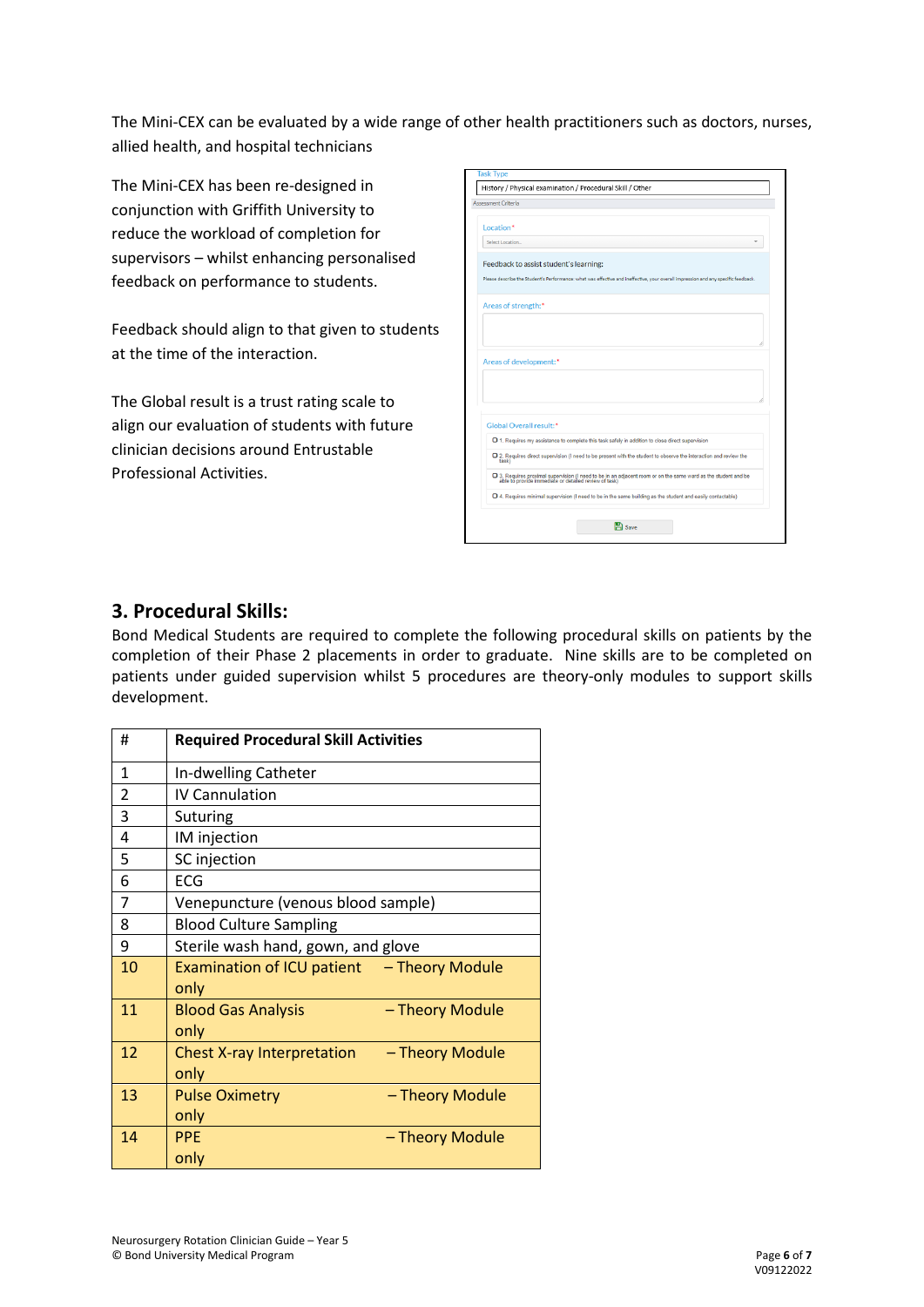The Mini-CEX can be evaluated by a wide range of other health practitioners such as doctors, nurses, allied health, and hospital technicians

The Mini-CEX has been re-designed in conjunction with Griffith University to reduce the workload of completion for supervisors – whilst enhancing personalised feedback on performance to students.

Feedback should align to that given to students at the time of the interaction.

The Global result is a trust rating scale to align our evaluation of students with future clinician decisions around Entrustable Professional Activities.

## 3. Procedural Skills:

Bond Medical Students are required to complete the following procedural skills on patients by the completion of their Phase 2 placements in order to graduate. Nine skills are to be completed on patients under guided supervision whilst 5 procedures are theory-only modules to support skills development.

| # | Required Procedural Skill Activities |
|---|---|
| 1 | In-dwelling Catheter |
| 2 | IV Cannulation |
| 3 | Suturing |
| 4 | IM injection |
| 5 | SC injection |
| 6 | ECG |
| 7 | Venepuncture (venous blood sample) |
| 8 | Blood Culture Sampling |
| 9 | Sterile wash hand, gown, and glove |
| 10 | Examination of ICU patient – Theory Module only |
| 11 | Blood Gas Analysis – Theory Module only |
| 12 | Chest X-ray Interpretation – Theory Module only |
| 13 | Pulse Oximetry – Theory Module only |
| 14 | PPE – Theory Module only |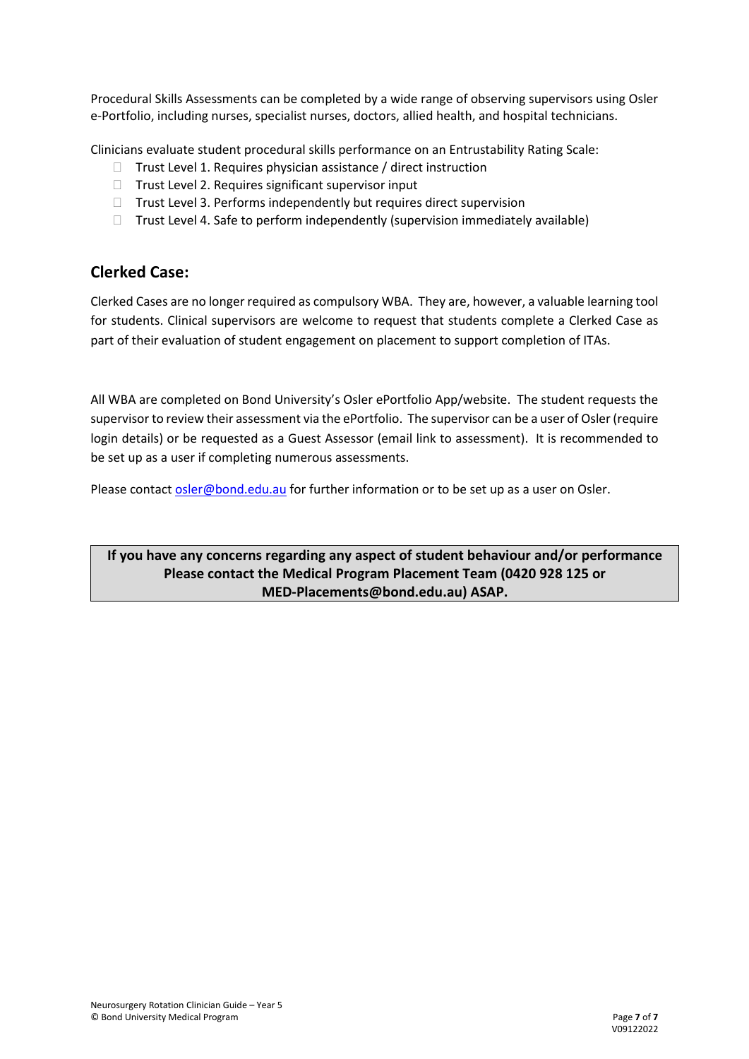Procedural Skills Assessments can be completed by a wide range of observing supervisors using Osler e-Portfolio, including nurses, specialist nurses, doctors, allied health, and hospital technicians.

Clinicians evaluate student procedural skills performance on an Entrustability Rating Scale:

- Trust Level 1. Requires physician assistance / direct instruction
- Trust Level 2. Requires significant supervisor input
- Trust Level 3. Performs independently but requires direct supervision
- Trust Level 4. Safe to perform independently (supervision immediately available)

## Clerked Case:

Clerked Cases are no longer required as compulsory WBA. They are, however, a valuable learning tool for students. Clinical supervisors are welcome to request that students complete a Clerked Case as part of their evaluation of student engagement on placement to support completion of ITAs.

All WBA are completed on Bond University's Osler ePortfolio App/website. The student requests the supervisor to review their assessment via the ePortfolio. The supervisor can be a user of Osler (require login details) or be requested as a Guest Assessor (email link to assessment). It is recommended to be set up as a user if completing numerous assessments.

Please contact osler@bond.edu.au for further information or to be set up as a user on Osler.

**If you have any concerns regarding any aspect of student behaviour and/or performance Please contact the Medical Program Placement Team (0420 928 125 or MED-Placements@bond.edu.au) ASAP.**